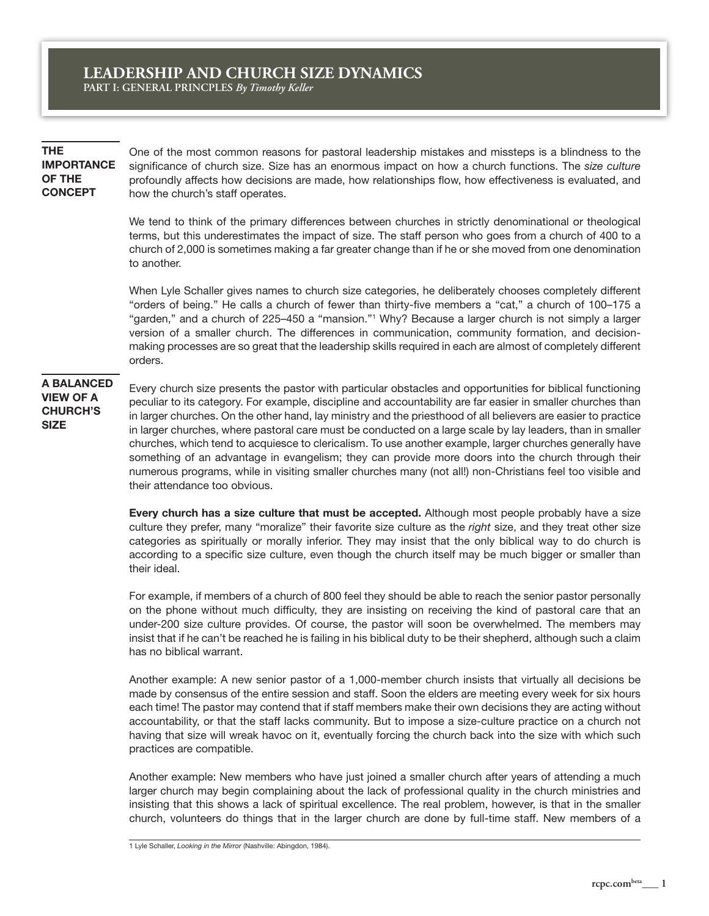# LEADERSHIP AND CHURCH SIZE DYNAMICS

**PART I: GENERAL PRINCPLES** *By Timothy Keller*

## THE IMPORTANCE OF THE CONCEPT

One of the most common reasons for pastoral leadership mistakes and missteps is a blindness to the significance of church size. Size has an enormous impact on how a church functions. The *size culture* profoundly affects how decisions are made, how relationships flow, how effectiveness is evaluated, and how the church's staff operates.

We tend to think of the primary differences between churches in strictly denominational or theological terms, but this underestimates the impact of size. The staff person who goes from a church of 400 to a church of 2,000 is sometimes making a far greater change than if he or she moved from one denomination to another.

When Lyle Schaller gives names to church size categories, he deliberately chooses completely different "orders of being." He calls a church of fewer than thirty-five members a "cat," a church of 100–175 a "garden," and a church of 225–450 a "mansion."[1] Why? Because a larger church is not simply a larger version of a smaller church. The differences in communication, community formation, and decision-making processes are so great that the leadership skills required in each are almost of completely different orders.

## A BALANCED VIEW OF A CHURCH'S SIZE

Every church size presents the pastor with particular obstacles and opportunities for biblical functioning peculiar to its category. For example, discipline and accountability are far easier in smaller churches than in larger churches. On the other hand, lay ministry and the priesthood of all believers are easier to practice in larger churches, where pastoral care must be conducted on a large scale by lay leaders, than in smaller churches, which tend to acquiesce to clericalism. To use another example, larger churches generally have something of an advantage in evangelism; they can provide more doors into the church through their numerous programs, while in visiting smaller churches many (not all!) non-Christians feel too visible and their attendance too obvious.

**Every church has a size culture that must be accepted.** Although most people probably have a size culture they prefer, many "moralize" their favorite size culture as the *right* size, and they treat other size categories as spiritually or morally inferior. They may insist that the only biblical way to do church is according to a specific size culture, even though the church itself may be much bigger or smaller than their ideal.

For example, if members of a church of 800 feel they should be able to reach the senior pastor personally on the phone without much difficulty, they are insisting on receiving the kind of pastoral care that an under-200 size culture provides. Of course, the pastor will soon be overwhelmed. The members may insist that if he can't be reached he is failing in his biblical duty to be their shepherd, although such a claim has no biblical warrant.

Another example: A new senior pastor of a 1,000-member church insists that virtually all decisions be made by consensus of the entire session and staff. Soon the elders are meeting every week for six hours each time! The pastor may contend that if staff members make their own decisions they are acting without accountability, or that the staff lacks community. But to impose a size-culture practice on a church not having that size will wreak havoc on it, eventually forcing the church back into the size with which such practices are compatible.

Another example: New members who have just joined a smaller church after years of attending a much larger church may begin complaining about the lack of professional quality in the church ministries and insisting that this shows a lack of spiritual excellence. The real problem, however, is that in the smaller church, volunteers do things that in the larger church are done by full-time staff. New members of a

---

1 Lyle Schaller, *Looking in the Mirror* (Nashville: Abingdon, 1984).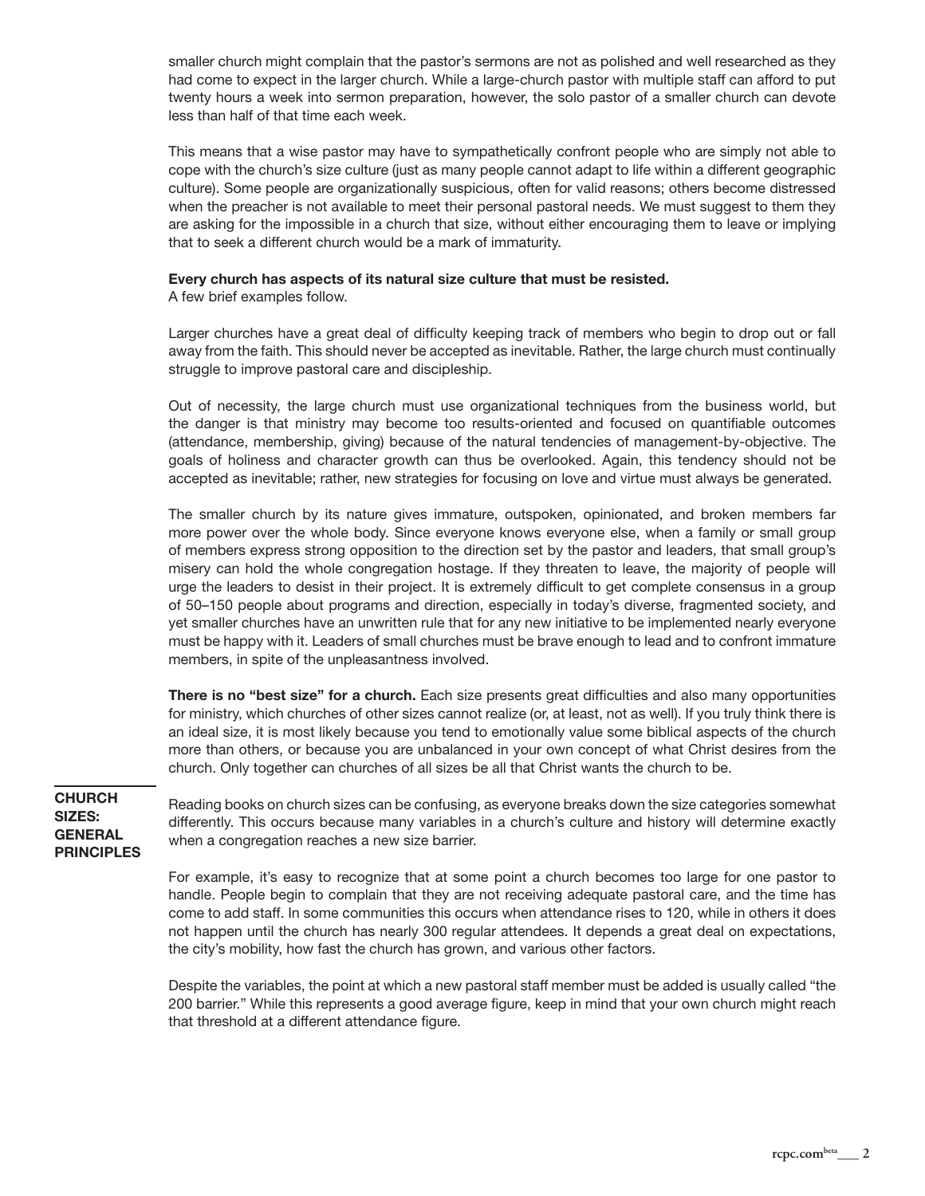smaller church might complain that the pastor's sermons are not as polished and well researched as they had come to expect in the larger church. While a large-church pastor with multiple staff can afford to put twenty hours a week into sermon preparation, however, the solo pastor of a smaller church can devote less than half of that time each week.

This means that a wise pastor may have to sympathetically confront people who are simply not able to cope with the church's size culture (just as many people cannot adapt to life within a different geographic culture). Some people are organizationally suspicious, often for valid reasons; others become distressed when the preacher is not available to meet their personal pastoral needs. We must suggest to them they are asking for the impossible in a church that size, without either encouraging them to leave or implying that to seek a different church would be a mark of immaturity.

**Every church has aspects of its natural size culture that must be resisted.**
A few brief examples follow.

Larger churches have a great deal of difficulty keeping track of members who begin to drop out or fall away from the faith. This should never be accepted as inevitable. Rather, the large church must continually struggle to improve pastoral care and discipleship.

Out of necessity, the large church must use organizational techniques from the business world, but the danger is that ministry may become too results-oriented and focused on quantifiable outcomes (attendance, membership, giving) because of the natural tendencies of management-by-objective. The goals of holiness and character growth can thus be overlooked. Again, this tendency should not be accepted as inevitable; rather, new strategies for focusing on love and virtue must always be generated.

The smaller church by its nature gives immature, outspoken, opinionated, and broken members far more power over the whole body. Since everyone knows everyone else, when a family or small group of members express strong opposition to the direction set by the pastor and leaders, that small group's misery can hold the whole congregation hostage. If they threaten to leave, the majority of people will urge the leaders to desist in their project. It is extremely difficult to get complete consensus in a group of 50–150 people about programs and direction, especially in today's diverse, fragmented society, and yet smaller churches have an unwritten rule that for any new initiative to be implemented nearly everyone must be happy with it. Leaders of small churches must be brave enough to lead and to confront immature members, in spite of the unpleasantness involved.

**There is no "best size" for a church.** Each size presents great difficulties and also many opportunities for ministry, which churches of other sizes cannot realize (or, at least, not as well). If you truly think there is an ideal size, it is most likely because you tend to emotionally value some biblical aspects of the church more than others, or because you are unbalanced in your own concept of what Christ desires from the church. Only together can churches of all sizes be all that Christ wants the church to be.

## CHURCH SIZES: GENERAL PRINCIPLES

Reading books on church sizes can be confusing, as everyone breaks down the size categories somewhat differently. This occurs because many variables in a church's culture and history will determine exactly when a congregation reaches a new size barrier.

For example, it's easy to recognize that at some point a church becomes too large for one pastor to handle. People begin to complain that they are not receiving adequate pastoral care, and the time has come to add staff. In some communities this occurs when attendance rises to 120, while in others it does not happen until the church has nearly 300 regular attendees. It depends a great deal on expectations, the city's mobility, how fast the church has grown, and various other factors.

Despite the variables, the point at which a new pastoral staff member must be added is usually called "the 200 barrier." While this represents a good average figure, keep in mind that your own church might reach that threshold at a different attendance figure.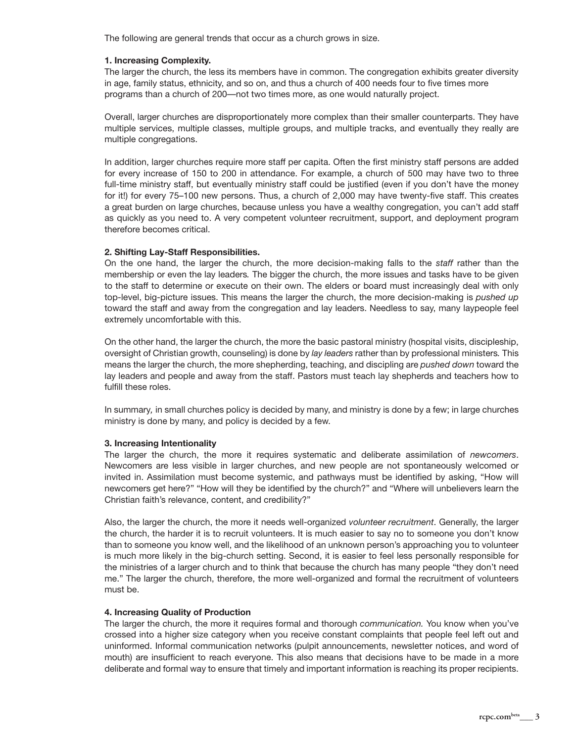The following are general trends that occur as a church grows in size.

**1. Increasing Complexity.**

The larger the church, the less its members have in common. The congregation exhibits greater diversity in age, family status, ethnicity, and so on, and thus a church of 400 needs four to five times more programs than a church of 200—not two times more, as one would naturally project.

Overall, larger churches are disproportionately more complex than their smaller counterparts. They have multiple services, multiple classes, multiple groups, and multiple tracks, and eventually they really are multiple congregations.

In addition, larger churches require more staff per capita. Often the first ministry staff persons are added for every increase of 150 to 200 in attendance. For example, a church of 500 may have two to three full-time ministry staff, but eventually ministry staff could be justified (even if you don't have the money for it!) for every 75–100 new persons. Thus, a church of 2,000 may have twenty-five staff. This creates a great burden on large churches, because unless you have a wealthy congregation, you can't add staff as quickly as you need to. A very competent volunteer recruitment, support, and deployment program therefore becomes critical.

**2. Shifting Lay-Staff Responsibilities.**

On the one hand, the larger the church, the more decision-making falls to the *staff* rather than the membership or even the lay leaders. The bigger the church, the more issues and tasks have to be given to the staff to determine or execute on their own. The elders or board must increasingly deal with only top-level, big-picture issues. This means the larger the church, the more decision-making is *pushed up* toward the staff and away from the congregation and lay leaders. Needless to say, many laypeople feel extremely uncomfortable with this.

On the other hand, the larger the church, the more the basic pastoral ministry (hospital visits, discipleship, oversight of Christian growth, counseling) is done by *lay leaders* rather than by professional ministers. This means the larger the church, the more shepherding, teaching, and discipling are *pushed down* toward the lay leaders and people and away from the staff. Pastors must teach lay shepherds and teachers how to fulfill these roles.

In summary, in small churches policy is decided by many, and ministry is done by a few; in large churches ministry is done by many, and policy is decided by a few.

**3. Increasing Intentionality**

The larger the church, the more it requires systematic and deliberate assimilation of *newcomers*. Newcomers are less visible in larger churches, and new people are not spontaneously welcomed or invited in. Assimilation must become systemic, and pathways must be identified by asking, "How will newcomers get here?" "How will they be identified by the church?" and "Where will unbelievers learn the Christian faith's relevance, content, and credibility?"

Also, the larger the church, the more it needs well-organized *volunteer recruitment*. Generally, the larger the church, the harder it is to recruit volunteers. It is much easier to say no to someone you don't know than to someone you know well, and the likelihood of an unknown person's approaching you to volunteer is much more likely in the big-church setting. Second, it is easier to feel less personally responsible for the ministries of a larger church and to think that because the church has many people "they don't need me." The larger the church, therefore, the more well-organized and formal the recruitment of volunteers must be.

**4. Increasing Quality of Production**

The larger the church, the more it requires formal and thorough *communication.* You know when you've crossed into a higher size category when you receive constant complaints that people feel left out and uninformed. Informal communication networks (pulpit announcements, newsletter notices, and word of mouth) are insufficient to reach everyone. This also means that decisions have to be made in a more deliberate and formal way to ensure that timely and important information is reaching its proper recipients.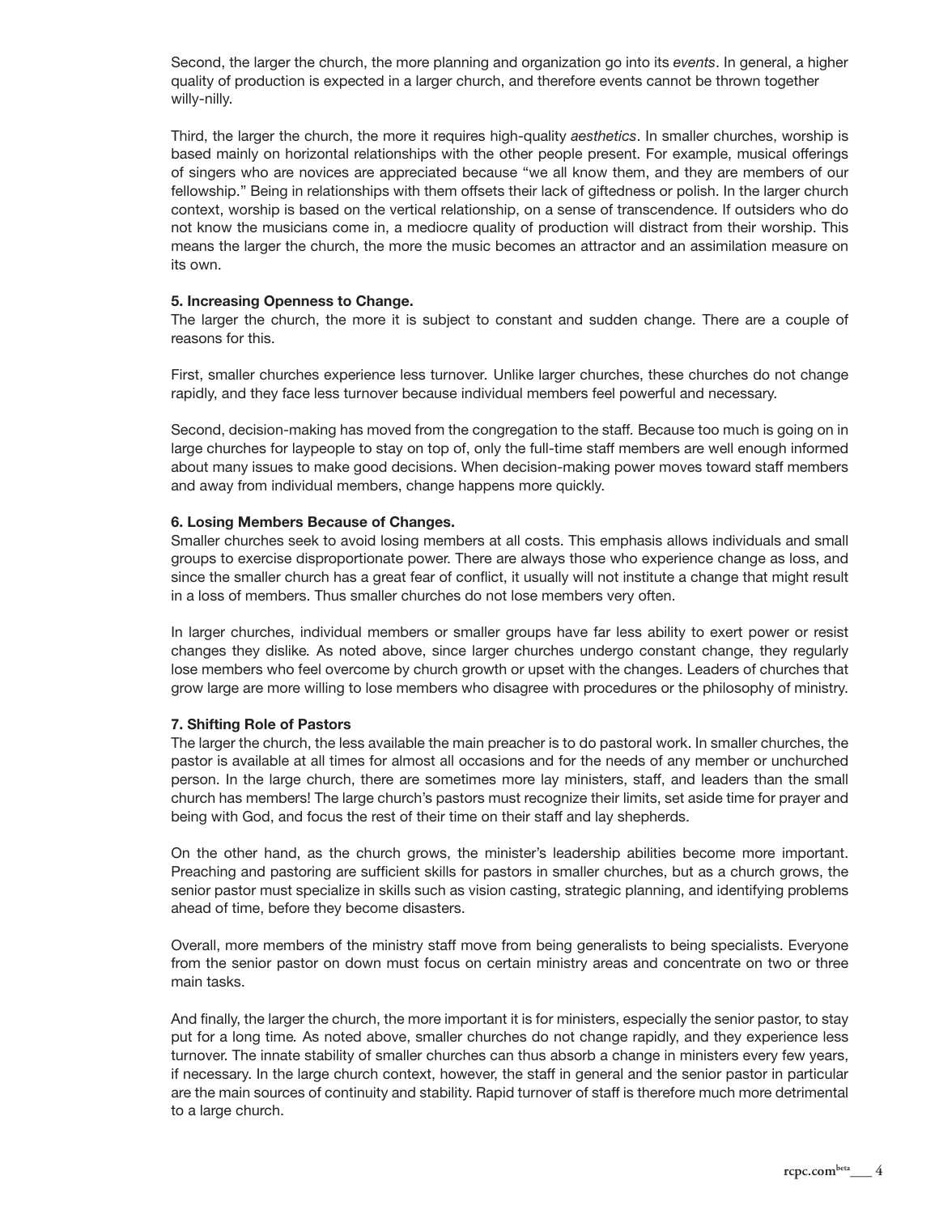Second, the larger the church, the more planning and organization go into its *events*. In general, a higher quality of production is expected in a larger church, and therefore events cannot be thrown together willy-nilly.

Third, the larger the church, the more it requires high-quality *aesthetics*. In smaller churches, worship is based mainly on horizontal relationships with the other people present. For example, musical offerings of singers who are novices are appreciated because "we all know them, and they are members of our fellowship." Being in relationships with them offsets their lack of giftedness or polish. In the larger church context, worship is based on the vertical relationship, on a sense of transcendence. If outsiders who do not know the musicians come in, a mediocre quality of production will distract from their worship. This means the larger the church, the more the music becomes an attractor and an assimilation measure on its own.

**5. Increasing Openness to Change.**
The larger the church, the more it is subject to constant and sudden change. There are a couple of reasons for this.

First, smaller churches experience less turnover. Unlike larger churches, these churches do not change rapidly, and they face less turnover because individual members feel powerful and necessary.

Second, decision-making has moved from the congregation to the staff. Because too much is going on in large churches for laypeople to stay on top of, only the full-time staff members are well enough informed about many issues to make good decisions. When decision-making power moves toward staff members and away from individual members, change happens more quickly.

**6. Losing Members Because of Changes.**
Smaller churches seek to avoid losing members at all costs. This emphasis allows individuals and small groups to exercise disproportionate power. There are always those who experience change as loss, and since the smaller church has a great fear of conflict, it usually will not institute a change that might result in a loss of members. Thus smaller churches do not lose members very often.

In larger churches, individual members or smaller groups have far less ability to exert power or resist changes they dislike. As noted above, since larger churches undergo constant change, they regularly lose members who feel overcome by church growth or upset with the changes. Leaders of churches that grow large are more willing to lose members who disagree with procedures or the philosophy of ministry.

**7. Shifting Role of Pastors**
The larger the church, the less available the main preacher is to do pastoral work. In smaller churches, the pastor is available at all times for almost all occasions and for the needs of any member or unchurched person. In the large church, there are sometimes more lay ministers, staff, and leaders than the small church has members! The large church's pastors must recognize their limits, set aside time for prayer and being with God, and focus the rest of their time on their staff and lay shepherds.

On the other hand, as the church grows, the minister's leadership abilities become more important. Preaching and pastoring are sufficient skills for pastors in smaller churches, but as a church grows, the senior pastor must specialize in skills such as vision casting, strategic planning, and identifying problems ahead of time, before they become disasters.

Overall, more members of the ministry staff move from being generalists to being specialists. Everyone from the senior pastor on down must focus on certain ministry areas and concentrate on two or three main tasks.

And finally, the larger the church, the more important it is for ministers, especially the senior pastor, to stay put for a long time. As noted above, smaller churches do not change rapidly, and they experience less turnover. The innate stability of smaller churches can thus absorb a change in ministers every few years, if necessary. In the large church context, however, the staff in general and the senior pastor in particular are the main sources of continuity and stability. Rapid turnover of staff is therefore much more detrimental to a large church.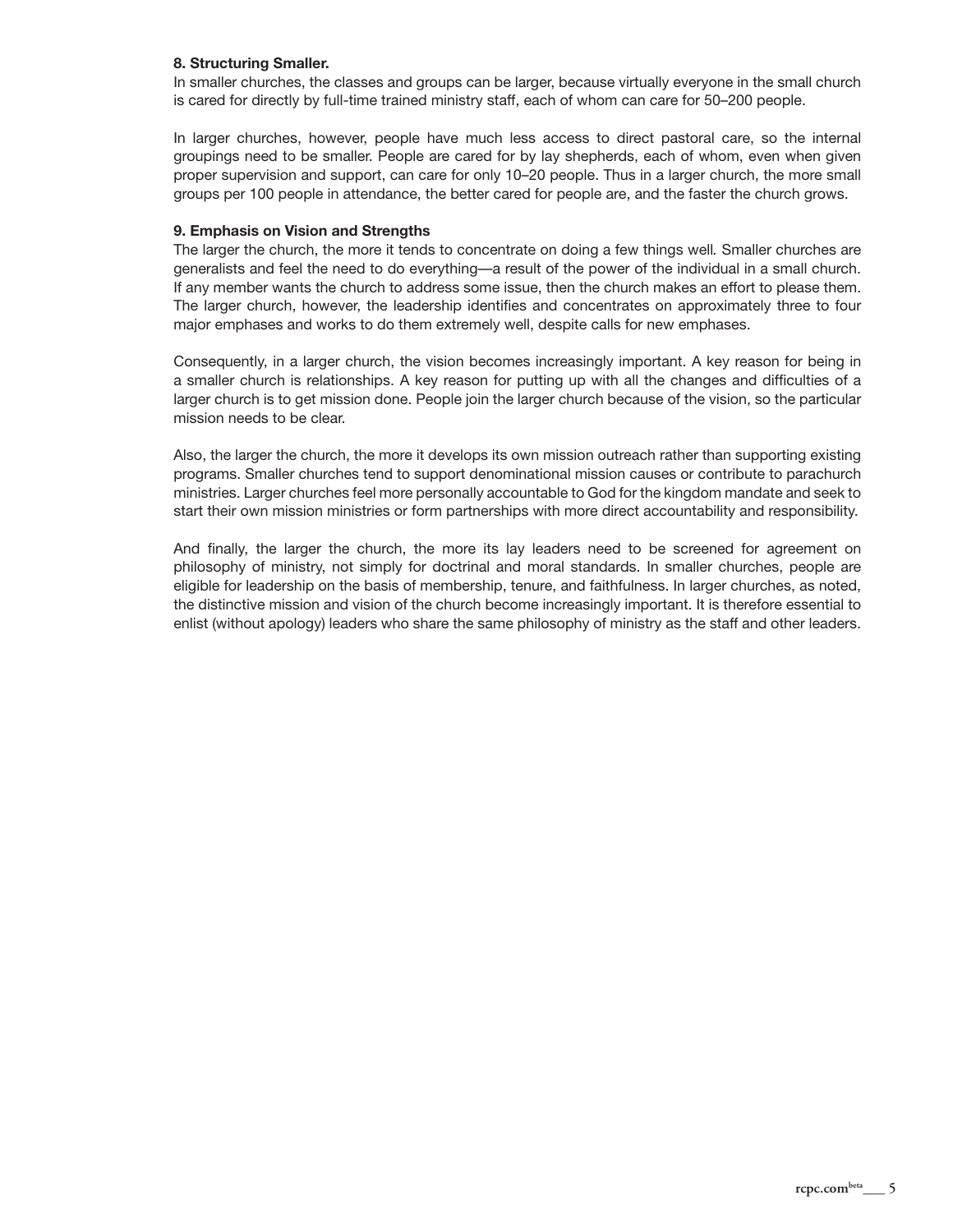**8. Structuring Smaller.**

In smaller churches, the classes and groups can be larger, because virtually everyone in the small church is cared for directly by full-time trained ministry staff, each of whom can care for 50–200 people.

In larger churches, however, people have much less access to direct pastoral care, so the internal groupings need to be smaller. People are cared for by lay shepherds, each of whom, even when given proper supervision and support, can care for only 10–20 people. Thus in a larger church, the more small groups per 100 people in attendance, the better cared for people are, and the faster the church grows.

**9. Emphasis on Vision and Strengths**

The larger the church, the more it tends to concentrate on doing a few things well. Smaller churches are generalists and feel the need to do everything—a result of the power of the individual in a small church. If any member wants the church to address some issue, then the church makes an effort to please them. The larger church, however, the leadership identifies and concentrates on approximately three to four major emphases and works to do them extremely well, despite calls for new emphases.

Consequently, in a larger church, the vision becomes increasingly important. A key reason for being in a smaller church is relationships. A key reason for putting up with all the changes and difficulties of a larger church is to get mission done. People join the larger church because of the vision, so the particular mission needs to be clear.

Also, the larger the church, the more it develops its own mission outreach rather than supporting existing programs. Smaller churches tend to support denominational mission causes or contribute to parachurch ministries. Larger churches feel more personally accountable to God for the kingdom mandate and seek to start their own mission ministries or form partnerships with more direct accountability and responsibility.

And finally, the larger the church, the more its lay leaders need to be screened for agreement on philosophy of ministry, not simply for doctrinal and moral standards. In smaller churches, people are eligible for leadership on the basis of membership, tenure, and faithfulness. In larger churches, as noted, the distinctive mission and vision of the church become increasingly important. It is therefore essential to enlist (without apology) leaders who share the same philosophy of ministry as the staff and other leaders.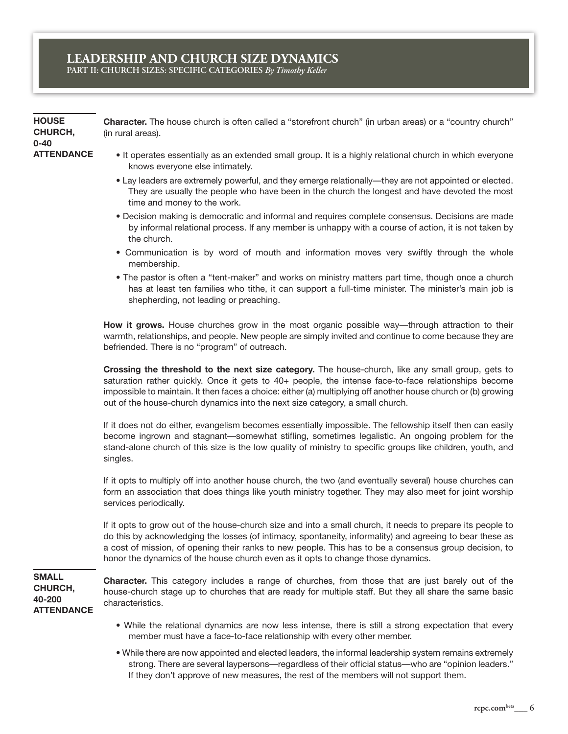# LEADERSHIP AND CHURCH SIZE DYNAMICS

**PART II: CHURCH SIZES: SPECIFIC CATEGORIES** *By Timothy Keller*

## HOUSE CHURCH, 0-40 ATTENDANCE

**Character.** The house church is often called a "storefront church" (in urban areas) or a "country church" (in rural areas).

- It operates essentially as an extended small group. It is a highly relational church in which everyone knows everyone else intimately.
- Lay leaders are extremely powerful, and they emerge relationally—they are not appointed or elected. They are usually the people who have been in the church the longest and have devoted the most time and money to the work.
- Decision making is democratic and informal and requires complete consensus. Decisions are made by informal relational process. If any member is unhappy with a course of action, it is not taken by the church.
- Communication is by word of mouth and information moves very swiftly through the whole membership.
- The pastor is often a "tent-maker" and works on ministry matters part time, though once a church has at least ten families who tithe, it can support a full-time minister. The minister's main job is shepherding, not leading or preaching.

**How it grows.** House churches grow in the most organic possible way—through attraction to their warmth, relationships, and people. New people are simply invited and continue to come because they are befriended. There is no "program" of outreach.

**Crossing the threshold to the next size category.** The house-church, like any small group, gets to saturation rather quickly. Once it gets to 40+ people, the intense face-to-face relationships become impossible to maintain. It then faces a choice: either (a) multiplying off another house church or (b) growing out of the house-church dynamics into the next size category, a small church.

If it does not do either, evangelism becomes essentially impossible. The fellowship itself then can easily become ingrown and stagnant—somewhat stifling, sometimes legalistic. An ongoing problem for the stand-alone church of this size is the low quality of ministry to specific groups like children, youth, and singles.

If it opts to multiply off into another house church, the two (and eventually several) house churches can form an association that does things like youth ministry together. They may also meet for joint worship services periodically.

If it opts to grow out of the house-church size and into a small church, it needs to prepare its people to do this by acknowledging the losses (of intimacy, spontaneity, informality) and agreeing to bear these as a cost of mission, of opening their ranks to new people. This has to be a consensus group decision, to honor the dynamics of the house church even as it opts to change those dynamics.

## SMALL CHURCH, 40-200 ATTENDANCE

**Character.** This category includes a range of churches, from those that are just barely out of the house-church stage up to churches that are ready for multiple staff. But they all share the same basic characteristics.

- While the relational dynamics are now less intense, there is still a strong expectation that every member must have a face-to-face relationship with every other member.
- While there are now appointed and elected leaders, the informal leadership system remains extremely strong. There are several laypersons—regardless of their official status—who are "opinion leaders." If they don't approve of new measures, the rest of the members will not support them.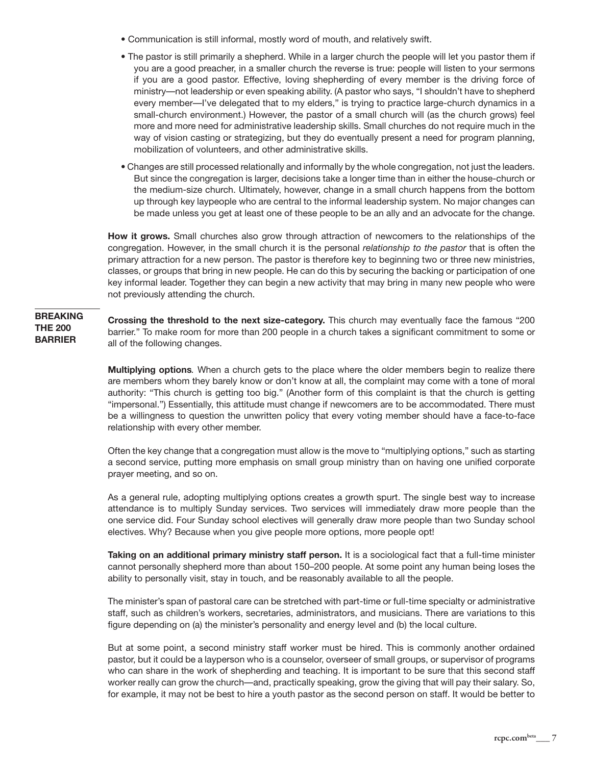- Communication is still informal, mostly word of mouth, and relatively swift.
- The pastor is still primarily a shepherd. While in a larger church the people will let you pastor them if you are a good preacher, in a smaller church the reverse is true: people will listen to your sermons if you are a good pastor. Effective, loving shepherding of every member is the driving force of ministry—not leadership or even speaking ability. (A pastor who says, "I shouldn't have to shepherd every member—I've delegated that to my elders," is trying to practice large-church dynamics in a small-church environment.) However, the pastor of a small church will (as the church grows) feel more and more need for administrative leadership skills. Small churches do not require much in the way of vision casting or strategizing, but they do eventually present a need for program planning, mobilization of volunteers, and other administrative skills.
- Changes are still processed relationally and informally by the whole congregation, not just the leaders. But since the congregation is larger, decisions take a longer time than in either the house-church or the medium-size church. Ultimately, however, change in a small church happens from the bottom up through key laypeople who are central to the informal leadership system. No major changes can be made unless you get at least one of these people to be an ally and an advocate for the change.

**How it grows.** Small churches also grow through attraction of newcomers to the relationships of the congregation. However, in the small church it is the personal *relationship to the pastor* that is often the primary attraction for a new person. The pastor is therefore key to beginning two or three new ministries, classes, or groups that bring in new people. He can do this by securing the backing or participation of one key informal leader. Together they can begin a new activity that may bring in many new people who were not previously attending the church.

## BREAKING THE 200 BARRIER

**Crossing the threshold to the next size-category.** This church may eventually face the famous "200 barrier." To make room for more than 200 people in a church takes a significant commitment to some or all of the following changes.

**Multiplying options**. When a church gets to the place where the older members begin to realize there are members whom they barely know or don't know at all, the complaint may come with a tone of moral authority: "This church is getting too big." (Another form of this complaint is that the church is getting "impersonal.") Essentially, this attitude must change if newcomers are to be accommodated. There must be a willingness to question the unwritten policy that every voting member should have a face-to-face relationship with every other member.

Often the key change that a congregation must allow is the move to "multiplying options," such as starting a second service, putting more emphasis on small group ministry than on having one unified corporate prayer meeting, and so on.

As a general rule, adopting multiplying options creates a growth spurt. The single best way to increase attendance is to multiply Sunday services. Two services will immediately draw more people than the one service did. Four Sunday school electives will generally draw more people than two Sunday school electives. Why? Because when you give people more options, more people opt!

**Taking on an additional primary ministry staff person.** It is a sociological fact that a full-time minister cannot personally shepherd more than about 150–200 people. At some point any human being loses the ability to personally visit, stay in touch, and be reasonably available to all the people.

The minister's span of pastoral care can be stretched with part-time or full-time specialty or administrative staff, such as children's workers, secretaries, administrators, and musicians. There are variations to this figure depending on (a) the minister's personality and energy level and (b) the local culture.

But at some point, a second ministry staff worker must be hired. This is commonly another ordained pastor, but it could be a layperson who is a counselor, overseer of small groups, or supervisor of programs who can share in the work of shepherding and teaching. It is important to be sure that this second staff worker really can grow the church—and, practically speaking, grow the giving that will pay their salary. So, for example, it may not be best to hire a youth pastor as the second person on staff. It would be better to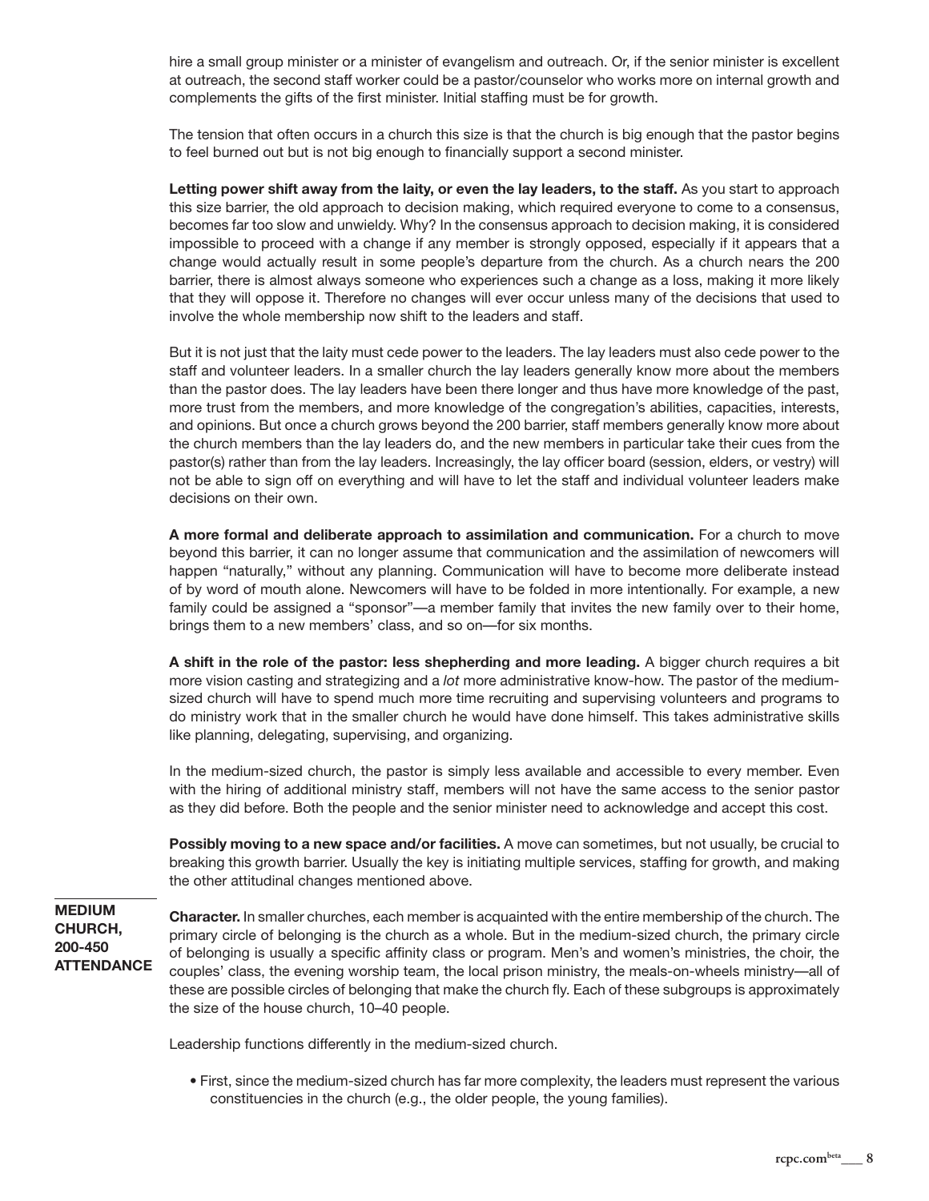hire a small group minister or a minister of evangelism and outreach. Or, if the senior minister is excellent at outreach, the second staff worker could be a pastor/counselor who works more on internal growth and complements the gifts of the first minister. Initial staffing must be for growth.

The tension that often occurs in a church this size is that the church is big enough that the pastor begins to feel burned out but is not big enough to financially support a second minister.

**Letting power shift away from the laity, or even the lay leaders, to the staff.** As you start to approach this size barrier, the old approach to decision making, which required everyone to come to a consensus, becomes far too slow and unwieldy. Why? In the consensus approach to decision making, it is considered impossible to proceed with a change if any member is strongly opposed, especially if it appears that a change would actually result in some people's departure from the church. As a church nears the 200 barrier, there is almost always someone who experiences such a change as a loss, making it more likely that they will oppose it. Therefore no changes will ever occur unless many of the decisions that used to involve the whole membership now shift to the leaders and staff.

But it is not just that the laity must cede power to the leaders. The lay leaders must also cede power to the staff and volunteer leaders. In a smaller church the lay leaders generally know more about the members than the pastor does. The lay leaders have been there longer and thus have more knowledge of the past, more trust from the members, and more knowledge of the congregation's abilities, capacities, interests, and opinions. But once a church grows beyond the 200 barrier, staff members generally know more about the church members than the lay leaders do, and the new members in particular take their cues from the pastor(s) rather than from the lay leaders. Increasingly, the lay officer board (session, elders, or vestry) will not be able to sign off on everything and will have to let the staff and individual volunteer leaders make decisions on their own.

**A more formal and deliberate approach to assimilation and communication.** For a church to move beyond this barrier, it can no longer assume that communication and the assimilation of newcomers will happen "naturally," without any planning. Communication will have to become more deliberate instead of by word of mouth alone. Newcomers will have to be folded in more intentionally. For example, a new family could be assigned a "sponsor"—a member family that invites the new family over to their home, brings them to a new members' class, and so on—for six months.

**A shift in the role of the pastor: less shepherding and more leading.** A bigger church requires a bit more vision casting and strategizing and a *lot* more administrative know-how. The pastor of the medium-sized church will have to spend much more time recruiting and supervising volunteers and programs to do ministry work that in the smaller church he would have done himself. This takes administrative skills like planning, delegating, supervising, and organizing.

In the medium-sized church, the pastor is simply less available and accessible to every member. Even with the hiring of additional ministry staff, members will not have the same access to the senior pastor as they did before. Both the people and the senior minister need to acknowledge and accept this cost.

**Possibly moving to a new space and/or facilities.** A move can sometimes, but not usually, be crucial to breaking this growth barrier. Usually the key is initiating multiple services, staffing for growth, and making the other attitudinal changes mentioned above.

## MEDIUM CHURCH, 200-450 ATTENDANCE

**Character.** In smaller churches, each member is acquainted with the entire membership of the church. The primary circle of belonging is the church as a whole. But in the medium-sized church, the primary circle of belonging is usually a specific affinity class or program. Men's and women's ministries, the choir, the couples' class, the evening worship team, the local prison ministry, the meals-on-wheels ministry—all of these are possible circles of belonging that make the church fly. Each of these subgroups is approximately the size of the house church, 10–40 people.

Leadership functions differently in the medium-sized church.

- First, since the medium-sized church has far more complexity, the leaders must represent the various constituencies in the church (e.g., the older people, the young families).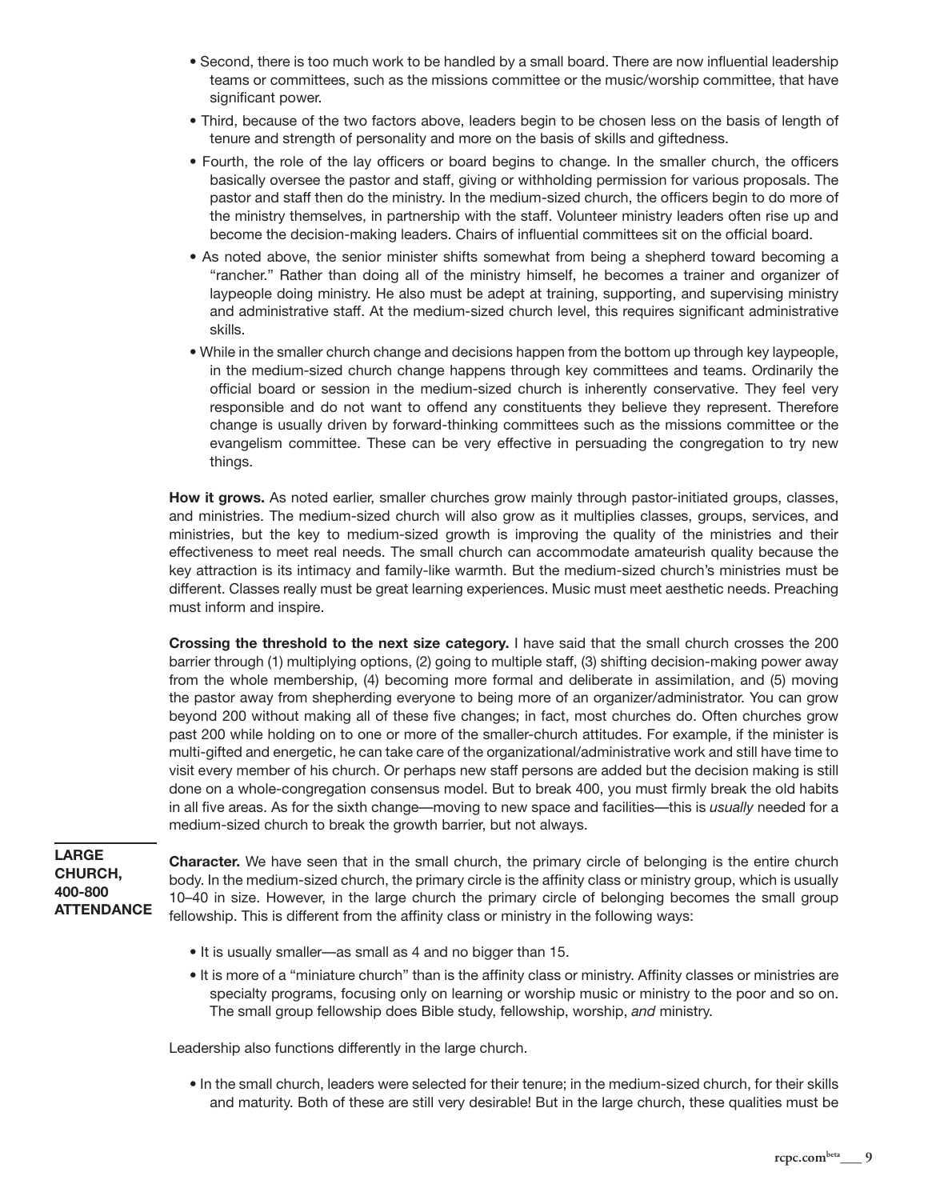- Second, there is too much work to be handled by a small board. There are now influential leadership teams or committees, such as the missions committee or the music/worship committee, that have significant power.
- Third, because of the two factors above, leaders begin to be chosen less on the basis of length of tenure and strength of personality and more on the basis of skills and giftedness.
- Fourth, the role of the lay officers or board begins to change. In the smaller church, the officers basically oversee the pastor and staff, giving or withholding permission for various proposals. The pastor and staff then do the ministry. In the medium-sized church, the officers begin to do more of the ministry themselves, in partnership with the staff. Volunteer ministry leaders often rise up and become the decision-making leaders. Chairs of influential committees sit on the official board.
- As noted above, the senior minister shifts somewhat from being a shepherd toward becoming a "rancher." Rather than doing all of the ministry himself, he becomes a trainer and organizer of laypeople doing ministry. He also must be adept at training, supporting, and supervising ministry and administrative staff. At the medium-sized church level, this requires significant administrative skills.
- While in the smaller church change and decisions happen from the bottom up through key laypeople, in the medium-sized church change happens through key committees and teams. Ordinarily the official board or session in the medium-sized church is inherently conservative. They feel very responsible and do not want to offend any constituents they believe they represent. Therefore change is usually driven by forward-thinking committees such as the missions committee or the evangelism committee. These can be very effective in persuading the congregation to try new things.

**How it grows.** As noted earlier, smaller churches grow mainly through pastor-initiated groups, classes, and ministries. The medium-sized church will also grow as it multiplies classes, groups, services, and ministries, but the key to medium-sized growth is improving the quality of the ministries and their effectiveness to meet real needs. The small church can accommodate amateurish quality because the key attraction is its intimacy and family-like warmth. But the medium-sized church's ministries must be different. Classes really must be great learning experiences. Music must meet aesthetic needs. Preaching must inform and inspire.

**Crossing the threshold to the next size category.** I have said that the small church crosses the 200 barrier through (1) multiplying options, (2) going to multiple staff, (3) shifting decision-making power away from the whole membership, (4) becoming more formal and deliberate in assimilation, and (5) moving the pastor away from shepherding everyone to being more of an organizer/administrator. You can grow beyond 200 without making all of these five changes; in fact, most churches do. Often churches grow past 200 while holding on to one or more of the smaller-church attitudes. For example, if the minister is multi-gifted and energetic, he can take care of the organizational/administrative work and still have time to visit every member of his church. Or perhaps new staff persons are added but the decision making is still done on a whole-congregation consensus model. But to break 400, you must firmly break the old habits in all five areas. As for the sixth change—moving to new space and facilities—this is *usually* needed for a medium-sized church to break the growth barrier, but not always.

## LARGE CHURCH, 400-800 ATTENDANCE

**Character.** We have seen that in the small church, the primary circle of belonging is the entire church body. In the medium-sized church, the primary circle is the affinity class or ministry group, which is usually 10–40 in size. However, in the large church the primary circle of belonging becomes the small group fellowship. This is different from the affinity class or ministry in the following ways:

- It is usually smaller—as small as 4 and no bigger than 15.
- It is more of a "miniature church" than is the affinity class or ministry. Affinity classes or ministries are specialty programs, focusing only on learning or worship music or ministry to the poor and so on. The small group fellowship does Bible study, fellowship, worship, *and* ministry.

Leadership also functions differently in the large church.

- In the small church, leaders were selected for their tenure; in the medium-sized church, for their skills and maturity. Both of these are still very desirable! But in the large church, these qualities must be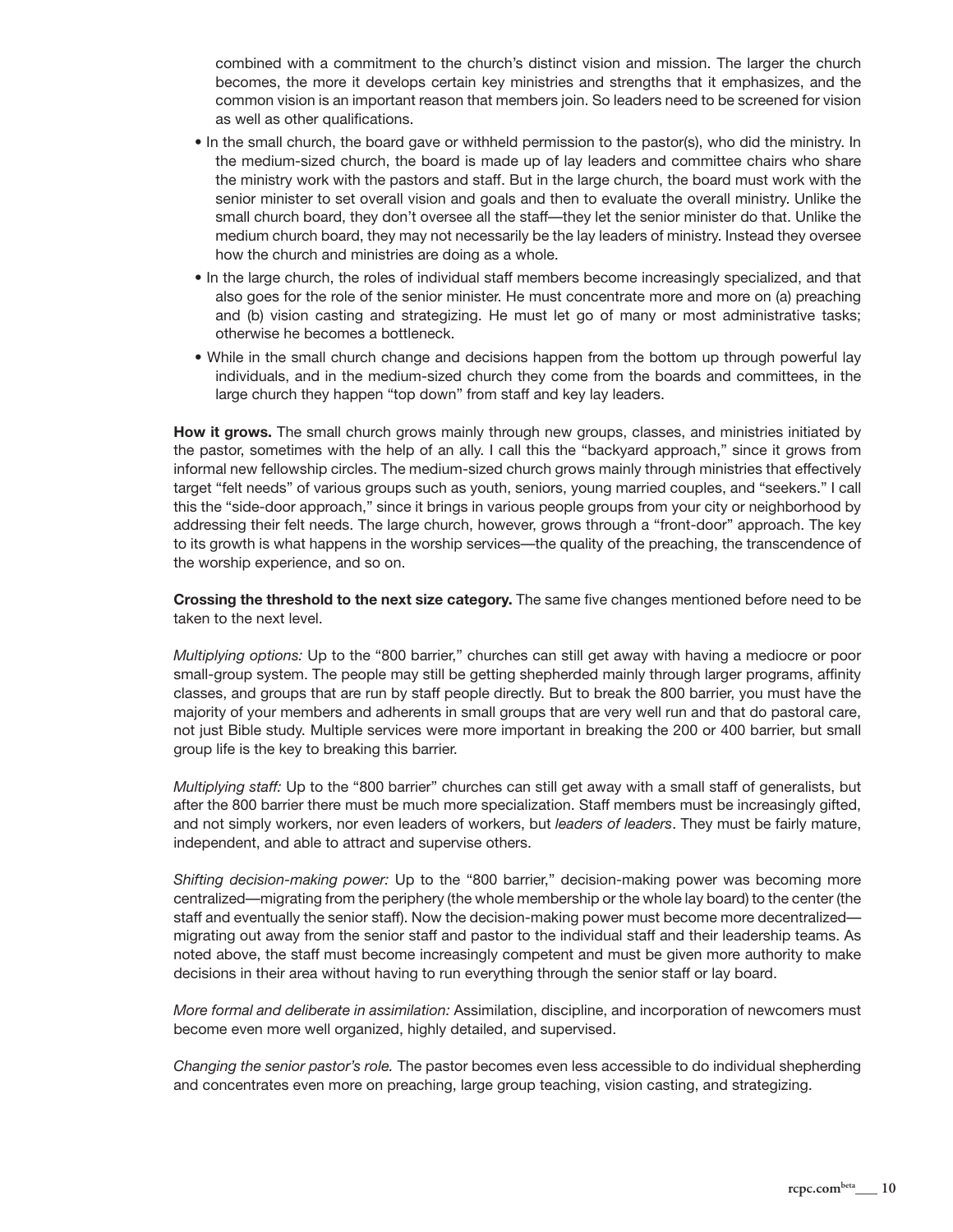combined with a commitment to the church's distinct vision and mission. The larger the church becomes, the more it develops certain key ministries and strengths that it emphasizes, and the common vision is an important reason that members join. So leaders need to be screened for vision as well as other qualifications.

- In the small church, the board gave or withheld permission to the pastor(s), who did the ministry. In the medium-sized church, the board is made up of lay leaders and committee chairs who share the ministry work with the pastors and staff. But in the large church, the board must work with the senior minister to set overall vision and goals and then to evaluate the overall ministry. Unlike the small church board, they don't oversee all the staff—they let the senior minister do that. Unlike the medium church board, they may not necessarily be the lay leaders of ministry. Instead they oversee how the church and ministries are doing as a whole.
- In the large church, the roles of individual staff members become increasingly specialized, and that also goes for the role of the senior minister. He must concentrate more and more on (a) preaching and (b) vision casting and strategizing. He must let go of many or most administrative tasks; otherwise he becomes a bottleneck.
- While in the small church change and decisions happen from the bottom up through powerful lay individuals, and in the medium-sized church they come from the boards and committees, in the large church they happen "top down" from staff and key lay leaders.

**How it grows.** The small church grows mainly through new groups, classes, and ministries initiated by the pastor, sometimes with the help of an ally. I call this the "backyard approach," since it grows from informal new fellowship circles. The medium-sized church grows mainly through ministries that effectively target "felt needs" of various groups such as youth, seniors, young married couples, and "seekers." I call this the "side-door approach," since it brings in various people groups from your city or neighborhood by addressing their felt needs. The large church, however, grows through a "front-door" approach. The key to its growth is what happens in the worship services—the quality of the preaching, the transcendence of the worship experience, and so on.

**Crossing the threshold to the next size category.** The same five changes mentioned before need to be taken to the next level.

*Multiplying options:* Up to the "800 barrier," churches can still get away with having a mediocre or poor small-group system. The people may still be getting shepherded mainly through larger programs, affinity classes, and groups that are run by staff people directly. But to break the 800 barrier, you must have the majority of your members and adherents in small groups that are very well run and that do pastoral care, not just Bible study. Multiple services were more important in breaking the 200 or 400 barrier, but small group life is the key to breaking this barrier.

*Multiplying staff:* Up to the "800 barrier" churches can still get away with a small staff of generalists, but after the 800 barrier there must be much more specialization. Staff members must be increasingly gifted, and not simply workers, nor even leaders of workers, but *leaders of leaders*. They must be fairly mature, independent, and able to attract and supervise others.

*Shifting decision-making power:* Up to the "800 barrier," decision-making power was becoming more centralized—migrating from the periphery (the whole membership or the whole lay board) to the center (the staff and eventually the senior staff). Now the decision-making power must become more decentralized—migrating out away from the senior staff and pastor to the individual staff and their leadership teams. As noted above, the staff must become increasingly competent and must be given more authority to make decisions in their area without having to run everything through the senior staff or lay board.

*More formal and deliberate in assimilation:* Assimilation, discipline, and incorporation of newcomers must become even more well organized, highly detailed, and supervised.

*Changing the senior pastor's role.* The pastor becomes even less accessible to do individual shepherding and concentrates even more on preaching, large group teaching, vision casting, and strategizing.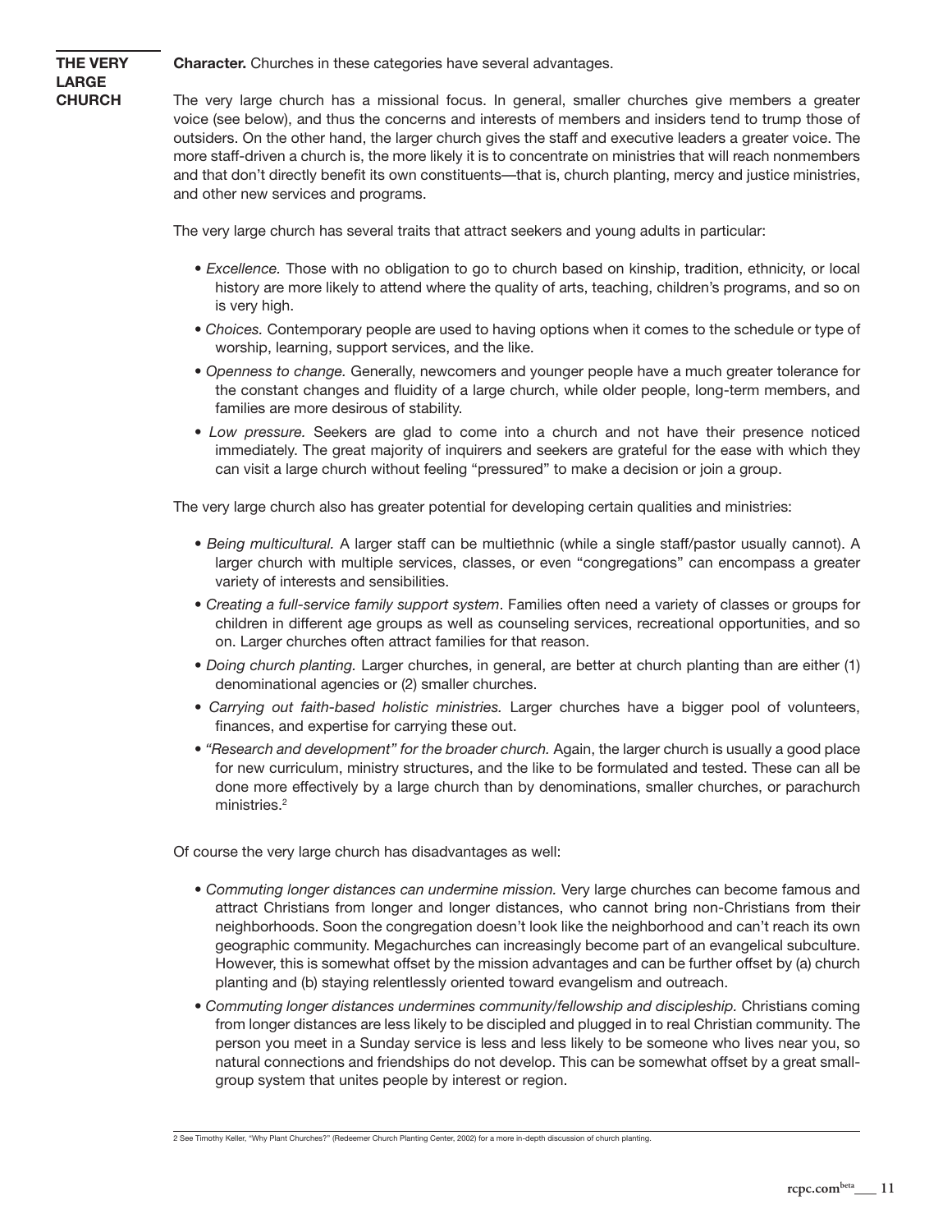## THE VERY LARGE CHURCH

**Character.** Churches in these categories have several advantages.

The very large church has a missional focus. In general, smaller churches give members a greater voice (see below), and thus the concerns and interests of members and insiders tend to trump those of outsiders. On the other hand, the larger church gives the staff and executive leaders a greater voice. The more staff-driven a church is, the more likely it is to concentrate on ministries that will reach nonmembers and that don't directly benefit its own constituents—that is, church planting, mercy and justice ministries, and other new services and programs.

The very large church has several traits that attract seekers and young adults in particular:

- *Excellence.* Those with no obligation to go to church based on kinship, tradition, ethnicity, or local history are more likely to attend where the quality of arts, teaching, children's programs, and so on is very high.
- *Choices.* Contemporary people are used to having options when it comes to the schedule or type of worship, learning, support services, and the like.
- *Openness to change.* Generally, newcomers and younger people have a much greater tolerance for the constant changes and fluidity of a large church, while older people, long-term members, and families are more desirous of stability.
- *Low pressure.* Seekers are glad to come into a church and not have their presence noticed immediately. The great majority of inquirers and seekers are grateful for the ease with which they can visit a large church without feeling "pressured" to make a decision or join a group.

The very large church also has greater potential for developing certain qualities and ministries:

- *Being multicultural.* A larger staff can be multiethnic (while a single staff/pastor usually cannot). A larger church with multiple services, classes, or even "congregations" can encompass a greater variety of interests and sensibilities.
- *Creating a full-service family support system*. Families often need a variety of classes or groups for children in different age groups as well as counseling services, recreational opportunities, and so on. Larger churches often attract families for that reason.
- *Doing church planting.* Larger churches, in general, are better at church planting than are either (1) denominational agencies or (2) smaller churches.
- *Carrying out faith-based holistic ministries.* Larger churches have a bigger pool of volunteers, finances, and expertise for carrying these out.
- *"Research and development" for the broader church.* Again, the larger church is usually a good place for new curriculum, ministry structures, and the like to be formulated and tested. These can all be done more effectively by a large church than by denominations, smaller churches, or parachurch ministries.[2]

Of course the very large church has disadvantages as well:

- *Commuting longer distances can undermine mission.* Very large churches can become famous and attract Christians from longer and longer distances, who cannot bring non-Christians from their neighborhoods. Soon the congregation doesn't look like the neighborhood and can't reach its own geographic community. Megachurches can increasingly become part of an evangelical subculture. However, this is somewhat offset by the mission advantages and can be further offset by (a) church planting and (b) staying relentlessly oriented toward evangelism and outreach.
- *Commuting longer distances undermines community/fellowship and discipleship.* Christians coming from longer distances are less likely to be discipled and plugged in to real Christian community. The person you meet in a Sunday service is less and less likely to be someone who lives near you, so natural connections and friendships do not develop. This can be somewhat offset by a great small-group system that unites people by interest or region.

---

2 See Timothy Keller, "Why Plant Churches?" (Redeemer Church Planting Center, 2002) for a more in-depth discussion of church planting.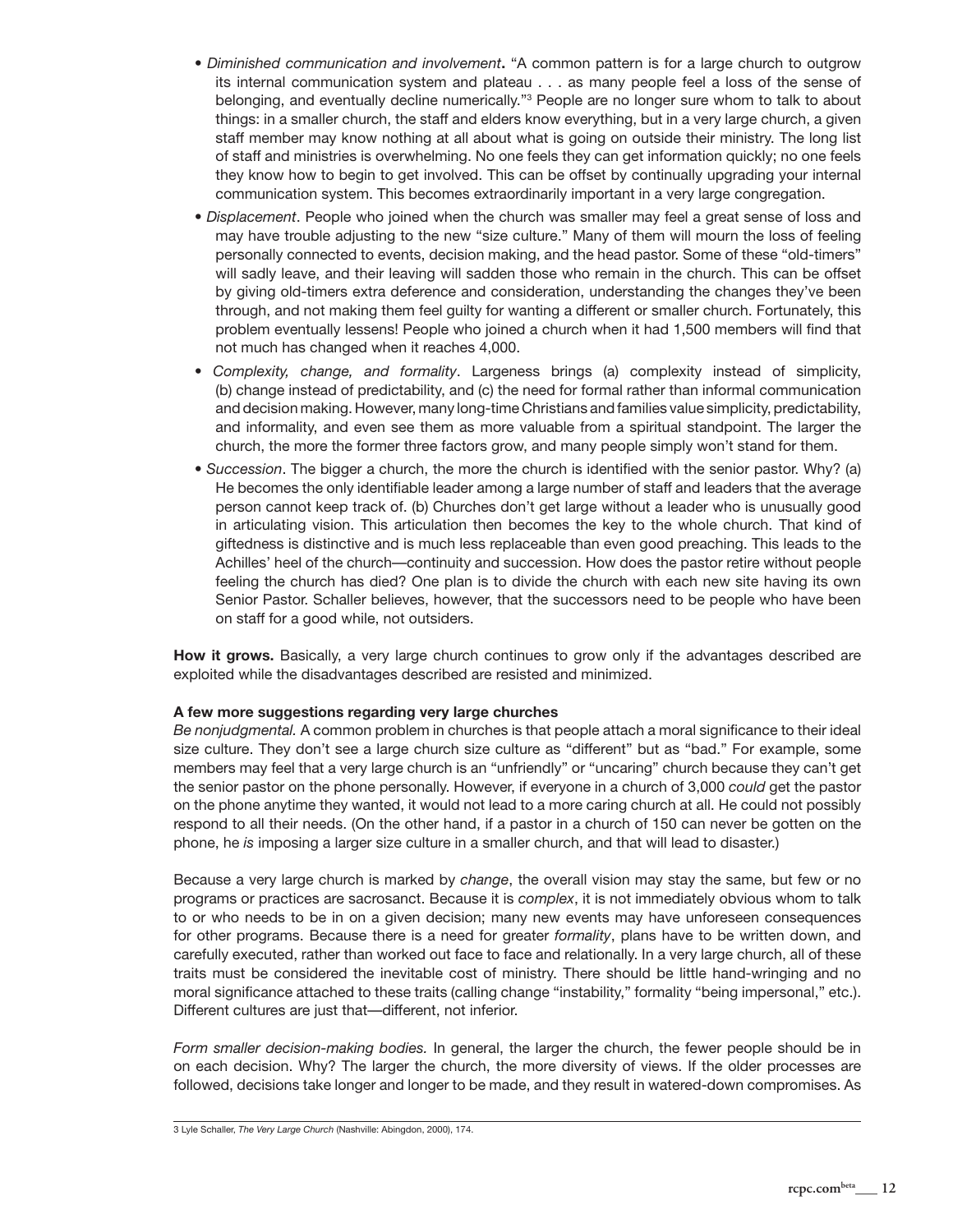- *Diminished communication and involvement***.** "A common pattern is for a large church to outgrow its internal communication system and plateau . . . as many people feel a loss of the sense of belonging, and eventually decline numerically."[3] People are no longer sure whom to talk to about things: in a smaller church, the staff and elders know everything, but in a very large church, a given staff member may know nothing at all about what is going on outside their ministry. The long list of staff and ministries is overwhelming. No one feels they can get information quickly; no one feels they know how to begin to get involved. This can be offset by continually upgrading your internal communication system. This becomes extraordinarily important in a very large congregation.
- *Displacement*. People who joined when the church was smaller may feel a great sense of loss and may have trouble adjusting to the new "size culture." Many of them will mourn the loss of feeling personally connected to events, decision making, and the head pastor. Some of these "old-timers" will sadly leave, and their leaving will sadden those who remain in the church. This can be offset by giving old-timers extra deference and consideration, understanding the changes they've been through, and not making them feel guilty for wanting a different or smaller church. Fortunately, this problem eventually lessens! People who joined a church when it had 1,500 members will find that not much has changed when it reaches 4,000.
- *Complexity, change, and formality*. Largeness brings (a) complexity instead of simplicity, (b) change instead of predictability, and (c) the need for formal rather than informal communication and decision making. However, many long-time Christians and families value simplicity, predictability, and informality, and even see them as more valuable from a spiritual standpoint. The larger the church, the more the former three factors grow, and many people simply won't stand for them.
- *Succession*. The bigger a church, the more the church is identified with the senior pastor. Why? (a) He becomes the only identifiable leader among a large number of staff and leaders that the average person cannot keep track of. (b) Churches don't get large without a leader who is unusually good in articulating vision. This articulation then becomes the key to the whole church. That kind of giftedness is distinctive and is much less replaceable than even good preaching. This leads to the Achilles' heel of the church—continuity and succession. How does the pastor retire without people feeling the church has died? One plan is to divide the church with each new site having its own Senior Pastor. Schaller believes, however, that the successors need to be people who have been on staff for a good while, not outsiders.

**How it grows.** Basically, a very large church continues to grow only if the advantages described are exploited while the disadvantages described are resisted and minimized.

**A few more suggestions regarding very large churches**

*Be nonjudgmental.* A common problem in churches is that people attach a moral significance to their ideal size culture. They don't see a large church size culture as "different" but as "bad." For example, some members may feel that a very large church is an "unfriendly" or "uncaring" church because they can't get the senior pastor on the phone personally. However, if everyone in a church of 3,000 *could* get the pastor on the phone anytime they wanted, it would not lead to a more caring church at all. He could not possibly respond to all their needs. (On the other hand, if a pastor in a church of 150 can never be gotten on the phone, he *is* imposing a larger size culture in a smaller church, and that will lead to disaster.)

Because a very large church is marked by *change*, the overall vision may stay the same, but few or no programs or practices are sacrosanct. Because it is *complex*, it is not immediately obvious whom to talk to or who needs to be in on a given decision; many new events may have unforeseen consequences for other programs. Because there is a need for greater *formality*, plans have to be written down, and carefully executed, rather than worked out face to face and relationally. In a very large church, all of these traits must be considered the inevitable cost of ministry. There should be little hand-wringing and no moral significance attached to these traits (calling change "instability," formality "being impersonal," etc.). Different cultures are just that—different, not inferior.

*Form smaller decision-making bodies.* In general, the larger the church, the fewer people should be in on each decision. Why? The larger the church, the more diversity of views. If the older processes are followed, decisions take longer and longer to be made, and they result in watered-down compromises. As

3 Lyle Schaller, *The Very Large Church* (Nashville: Abingdon, 2000), 174.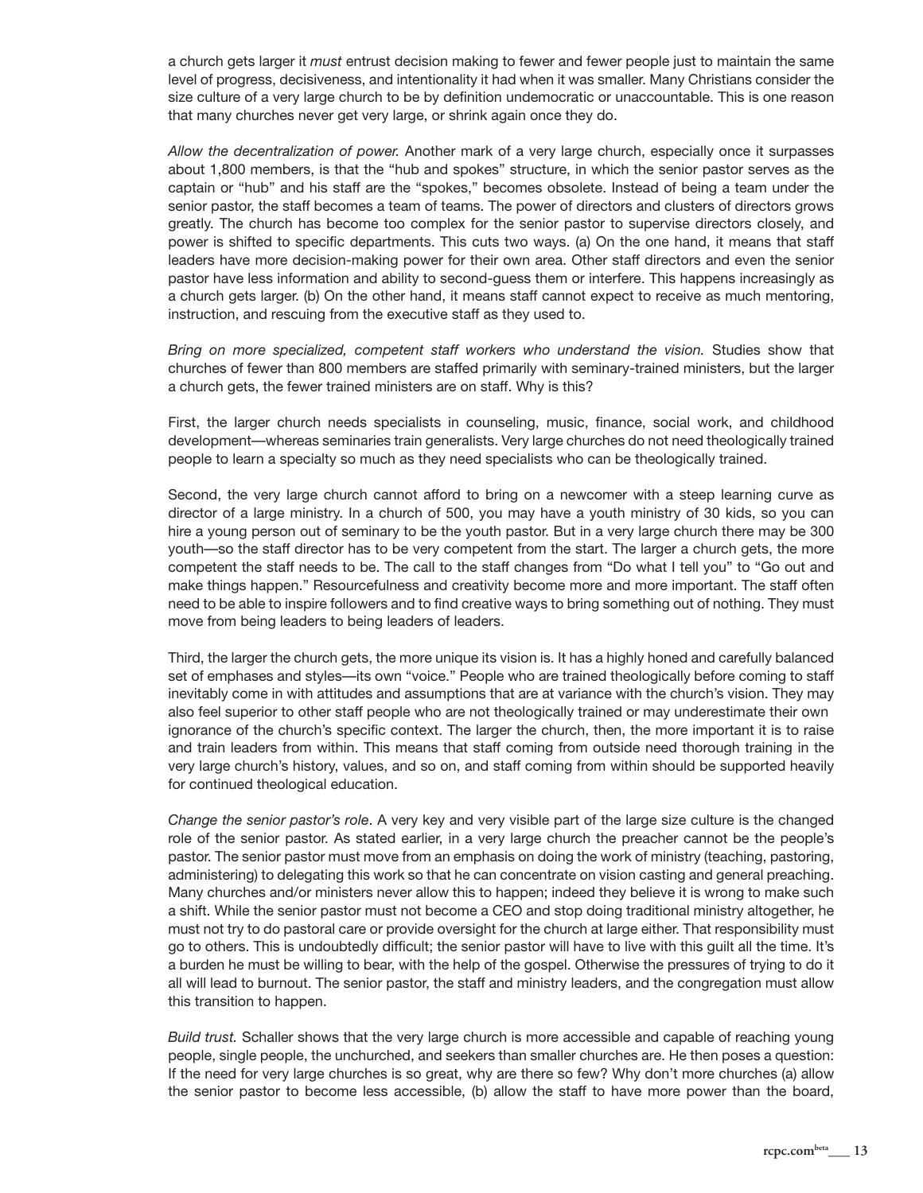a church gets larger it *must* entrust decision making to fewer and fewer people just to maintain the same level of progress, decisiveness, and intentionality it had when it was smaller. Many Christians consider the size culture of a very large church to be by definition undemocratic or unaccountable. This is one reason that many churches never get very large, or shrink again once they do.

*Allow the decentralization of power.* Another mark of a very large church, especially once it surpasses about 1,800 members, is that the "hub and spokes" structure, in which the senior pastor serves as the captain or "hub" and his staff are the "spokes," becomes obsolete. Instead of being a team under the senior pastor, the staff becomes a team of teams. The power of directors and clusters of directors grows greatly. The church has become too complex for the senior pastor to supervise directors closely, and power is shifted to specific departments. This cuts two ways. (a) On the one hand, it means that staff leaders have more decision-making power for their own area. Other staff directors and even the senior pastor have less information and ability to second-guess them or interfere. This happens increasingly as a church gets larger. (b) On the other hand, it means staff cannot expect to receive as much mentoring, instruction, and rescuing from the executive staff as they used to.

*Bring on more specialized, competent staff workers who understand the vision.* Studies show that churches of fewer than 800 members are staffed primarily with seminary-trained ministers, but the larger a church gets, the fewer trained ministers are on staff. Why is this?

First, the larger church needs specialists in counseling, music, finance, social work, and childhood development—whereas seminaries train generalists. Very large churches do not need theologically trained people to learn a specialty so much as they need specialists who can be theologically trained.

Second, the very large church cannot afford to bring on a newcomer with a steep learning curve as director of a large ministry. In a church of 500, you may have a youth ministry of 30 kids, so you can hire a young person out of seminary to be the youth pastor. But in a very large church there may be 300 youth—so the staff director has to be very competent from the start. The larger a church gets, the more competent the staff needs to be. The call to the staff changes from "Do what I tell you" to "Go out and make things happen." Resourcefulness and creativity become more and more important. The staff often need to be able to inspire followers and to find creative ways to bring something out of nothing. They must move from being leaders to being leaders of leaders.

Third, the larger the church gets, the more unique its vision is. It has a highly honed and carefully balanced set of emphases and styles—its own "voice." People who are trained theologically before coming to staff inevitably come in with attitudes and assumptions that are at variance with the church's vision. They may also feel superior to other staff people who are not theologically trained or may underestimate their own ignorance of the church's specific context. The larger the church, then, the more important it is to raise and train leaders from within. This means that staff coming from outside need thorough training in the very large church's history, values, and so on, and staff coming from within should be supported heavily for continued theological education.

*Change the senior pastor's role*. A very key and very visible part of the large size culture is the changed role of the senior pastor. As stated earlier, in a very large church the preacher cannot be the people's pastor. The senior pastor must move from an emphasis on doing the work of ministry (teaching, pastoring, administering) to delegating this work so that he can concentrate on vision casting and general preaching. Many churches and/or ministers never allow this to happen; indeed they believe it is wrong to make such a shift. While the senior pastor must not become a CEO and stop doing traditional ministry altogether, he must not try to do pastoral care or provide oversight for the church at large either. That responsibility must go to others. This is undoubtedly difficult; the senior pastor will have to live with this guilt all the time. It's a burden he must be willing to bear, with the help of the gospel. Otherwise the pressures of trying to do it all will lead to burnout. The senior pastor, the staff and ministry leaders, and the congregation must allow this transition to happen.

*Build trust.* Schaller shows that the very large church is more accessible and capable of reaching young people, single people, the unchurched, and seekers than smaller churches are. He then poses a question: If the need for very large churches is so great, why are there so few? Why don't more churches (a) allow the senior pastor to become less accessible, (b) allow the staff to have more power than the board,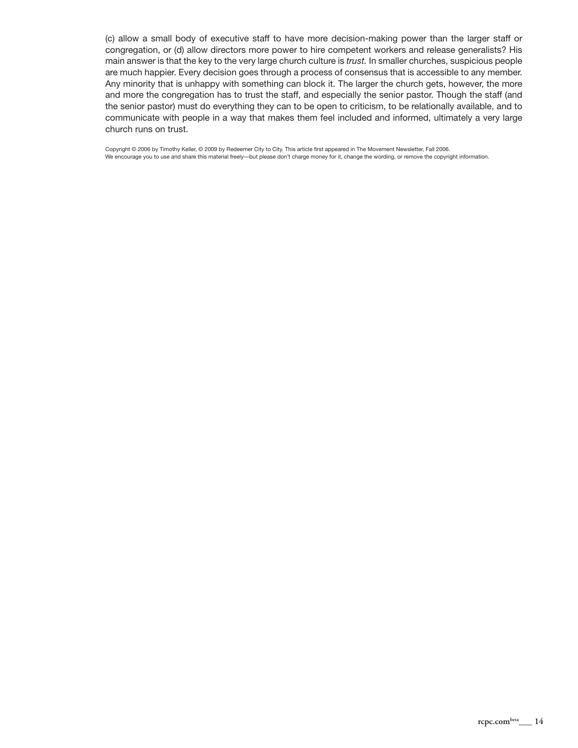(c) allow a small body of executive staff to have more decision-making power than the larger staff or congregation, or (d) allow directors more power to hire competent workers and release generalists? His main answer is that the key to the very large church culture is *trust.* In smaller churches, suspicious people are much happier. Every decision goes through a process of consensus that is accessible to any member. Any minority that is unhappy with something can block it. The larger the church gets, however, the more and more the congregation has to trust the staff, and especially the senior pastor. Though the staff (and the senior pastor) must do everything they can to be open to criticism, to be relationally available, and to communicate with people in a way that makes them feel included and informed, ultimately a very large church runs on trust.

Copyright © 2006 by Timothy Keller, © 2009 by Redeemer City to City. This article first appeared in The Movement Newsletter, Fall 2006.
We encourage you to use and share this material freely—but please don't charge money for it, change the wording, or remove the copyright information.